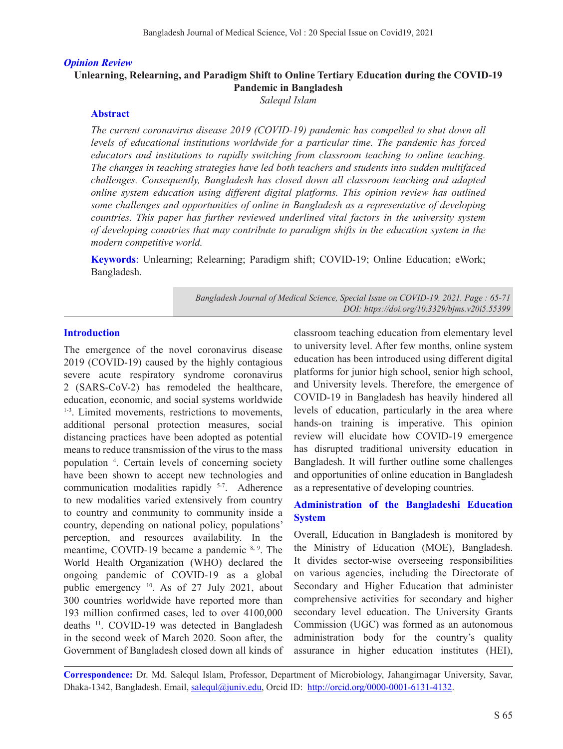*Opinion Review*

# Unlearning, Relearning, and Paradigm Shift to Online Tertiary Education during the COVID-19 Pandemic in Bangladesh

*Salequl Islam*

## Abstract

*The current coronavirus disease 2019 (COVID-19) pandemic has compelled to shut down all levels of educational institutions worldwide for a particular time. The pandemic has forced educators and institutions to rapidly switching from classroom teaching to online teaching. The changes in teaching strategies have led both teachers and students into sudden multifaced challenges. Consequently, Bangladesh has closed down all classroom teaching and adapted online system education using different digital platforms. This opinion review has outlined some challenges and opportunities of online in Bangladesh as a representative of developing countries. This paper has further reviewed underlined vital factors in the university system of developing countries that may contribute to paradigm shifts in the education system in the modern competitive world.*

**Keywords**: Unlearning; Relearning; Paradigm shift; COVID-19; Online Education; eWork; Bangladesh.

*Bangladesh Journal of Medical Science, Special Issue on COVID-19. 2021. Page : 65-71*
*DOI: https://doi.org/10.3329/bjms.v20i5.55399*

## Introduction

The emergence of the novel coronavirus disease 2019 (COVID-19) caused by the highly contagious severe acute respiratory syndrome coronavirus 2 (SARS-CoV-2) has remodeled the healthcare, education, economic, and social systems worldwide [1-3]. Limited movements, restrictions to movements, additional personal protection measures, social distancing practices have been adopted as potential means to reduce transmission of the virus to the mass population [4]. Certain levels of concerning society have been shown to accept new technologies and communication modalities rapidly [5-7]. Adherence to new modalities varied extensively from country to country and community to community inside a country, depending on national policy, populations' perception, and resources availability. In the meantime, COVID-19 became a pandemic [8, 9]. The World Health Organization (WHO) declared the ongoing pandemic of COVID-19 as a global public emergency [10]. As of 27 July 2021, about 300 countries worldwide have reported more than 193 million confirmed cases, led to over 4100,000 deaths [11]. COVID-19 was detected in Bangladesh in the second week of March 2020. Soon after, the Government of Bangladesh closed down all kinds of classroom teaching education from elementary level to university level. After few months, online system education has been introduced using different digital platforms for junior high school, senior high school, and University levels. Therefore, the emergence of COVID-19 in Bangladesh has heavily hindered all levels of education, particularly in the area where hands-on training is imperative. This opinion review will elucidate how COVID-19 emergence has disrupted traditional university education in Bangladesh. It will further outline some challenges and opportunities of online education in Bangladesh as a representative of developing countries.

## Administration of the Bangladeshi Education System

Overall, Education in Bangladesh is monitored by the Ministry of Education (MOE), Bangladesh. It divides sector-wise overseeing responsibilities on various agencies, including the Directorate of Secondary and Higher Education that administer comprehensive activities for secondary and higher secondary level education. The University Grants Commission (UGC) was formed as an autonomous administration body for the country's quality assurance in higher education institutes (HEI),

**Correspondence:** Dr. Md. Salequl Islam, Professor, Department of Microbiology, Jahangirnagar University, Savar, Dhaka-1342, Bangladesh. Email, salequl@juniv.edu, Orcid ID: http://orcid.org/0000-0001-6131-4132.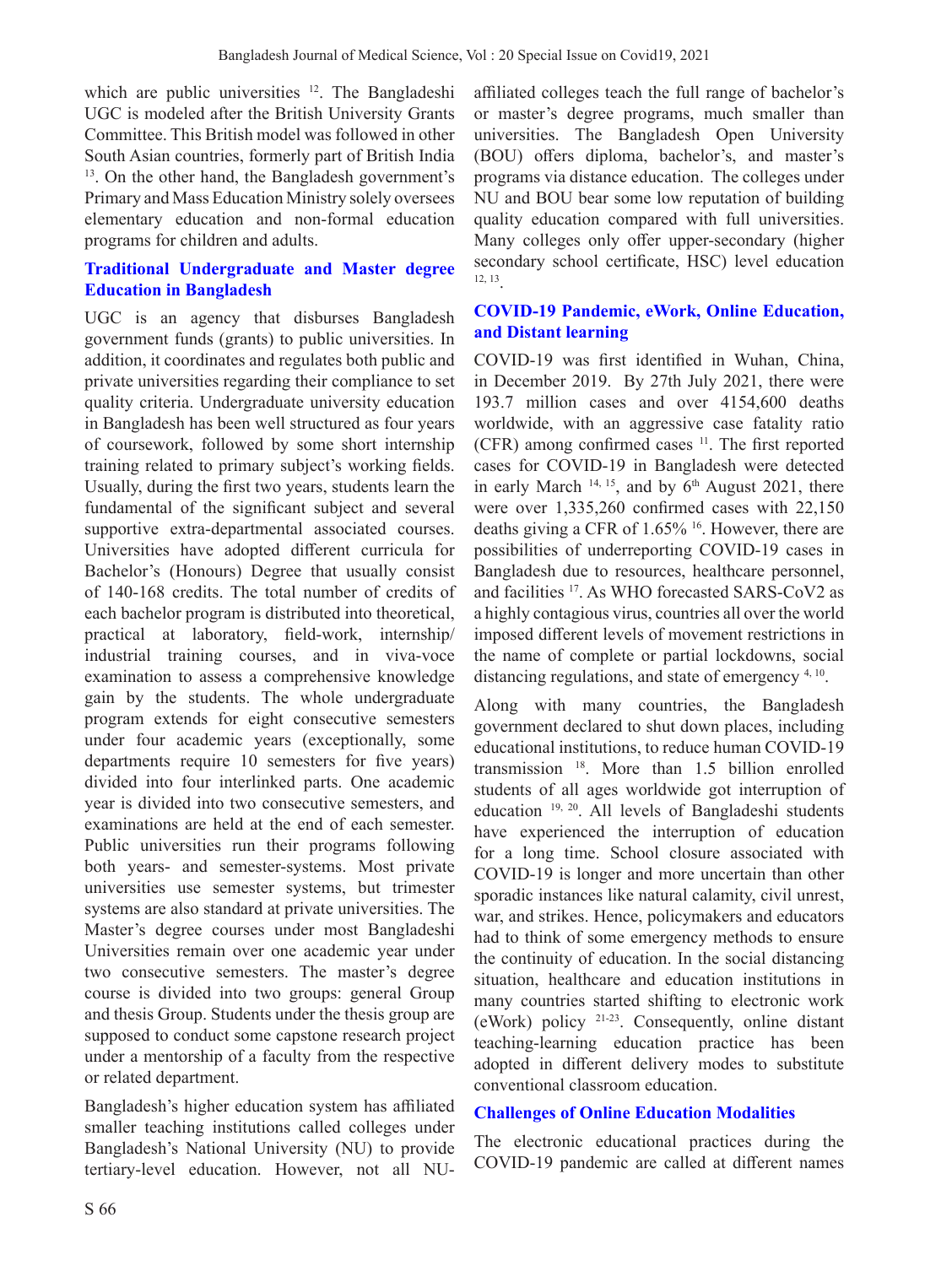which are public universities [12]. The Bangladeshi UGC is modeled after the British University Grants Committee. This British model was followed in other South Asian countries, formerly part of British India [13]. On the other hand, the Bangladesh government's Primary and Mass Education Ministry solely oversees elementary education and non-formal education programs for children and adults.

## Traditional Undergraduate and Master degree Education in Bangladesh

UGC is an agency that disburses Bangladesh government funds (grants) to public universities. In addition, it coordinates and regulates both public and private universities regarding their compliance to set quality criteria. Undergraduate university education in Bangladesh has been well structured as four years of coursework, followed by some short internship training related to primary subject's working fields. Usually, during the first two years, students learn the fundamental of the significant subject and several supportive extra-departmental associated courses. Universities have adopted different curricula for Bachelor's (Honours) Degree that usually consist of 140-168 credits. The total number of credits of each bachelor program is distributed into theoretical, practical at laboratory, field-work, internship/ industrial training courses, and in viva-voce examination to assess a comprehensive knowledge gain by the students. The whole undergraduate program extends for eight consecutive semesters under four academic years (exceptionally, some departments require 10 semesters for five years) divided into four interlinked parts. One academic year is divided into two consecutive semesters, and examinations are held at the end of each semester. Public universities run their programs following both years- and semester-systems. Most private universities use semester systems, but trimester systems are also standard at private universities. The Master's degree courses under most Bangladeshi Universities remain over one academic year under two consecutive semesters. The master's degree course is divided into two groups: general Group and thesis Group. Students under the thesis group are supposed to conduct some capstone research project under a mentorship of a faculty from the respective or related department.

Bangladesh's higher education system has affiliated smaller teaching institutions called colleges under Bangladesh's National University (NU) to provide tertiary-level education. However, not all NU-affiliated colleges teach the full range of bachelor's or master's degree programs, much smaller than universities. The Bangladesh Open University (BOU) offers diploma, bachelor's, and master's programs via distance education. The colleges under NU and BOU bear some low reputation of building quality education compared with full universities. Many colleges only offer upper-secondary (higher secondary school certificate, HSC) level education [12, 13].

## COVID-19 Pandemic, eWork, Online Education, and Distant learning

COVID-19 was first identified in Wuhan, China, in December 2019. By 27th July 2021, there were 193.7 million cases and over 4154,600 deaths worldwide, with an aggressive case fatality ratio (CFR) among confirmed cases [11]. The first reported cases for COVID-19 in Bangladesh were detected in early March [14, 15], and by 6th August 2021, there were over 1,335,260 confirmed cases with 22,150 deaths giving a CFR of 1.65% [16]. However, there are possibilities of underreporting COVID-19 cases in Bangladesh due to resources, healthcare personnel, and facilities [17]. As WHO forecasted SARS-CoV2 as a highly contagious virus, countries all over the world imposed different levels of movement restrictions in the name of complete or partial lockdowns, social distancing regulations, and state of emergency [4, 10].

Along with many countries, the Bangladesh government declared to shut down places, including educational institutions, to reduce human COVID-19 transmission [18]. More than 1.5 billion enrolled students of all ages worldwide got interruption of education [19, 20]. All levels of Bangladeshi students have experienced the interruption of education for a long time. School closure associated with COVID-19 is longer and more uncertain than other sporadic instances like natural calamity, civil unrest, war, and strikes. Hence, policymakers and educators had to think of some emergency methods to ensure the continuity of education. In the social distancing situation, healthcare and education institutions in many countries started shifting to electronic work (eWork) policy [21-23]. Consequently, online distant teaching-learning education practice has been adopted in different delivery modes to substitute conventional classroom education.

## Challenges of Online Education Modalities

The electronic educational practices during the COVID-19 pandemic are called at different names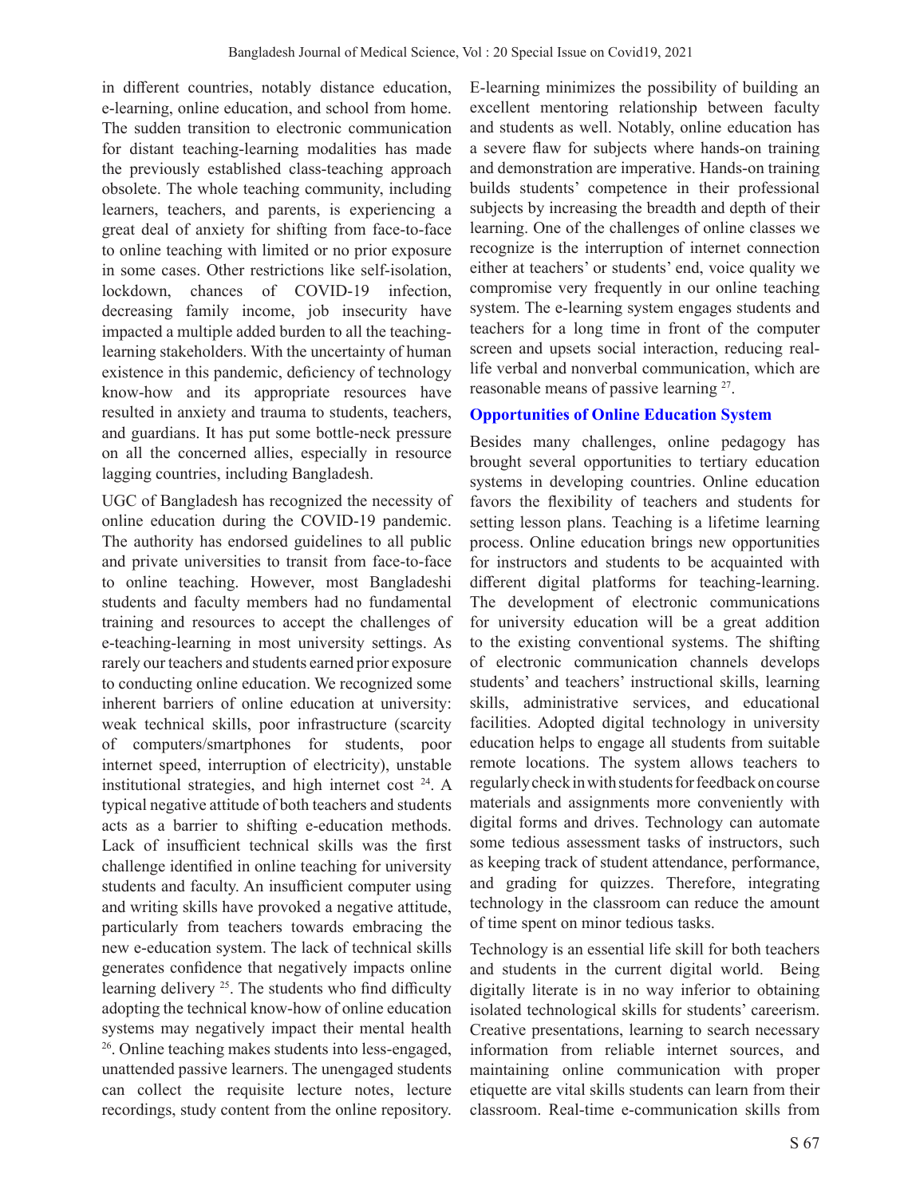in different countries, notably distance education, e-learning, online education, and school from home. The sudden transition to electronic communication for distant teaching-learning modalities has made the previously established class-teaching approach obsolete. The whole teaching community, including learners, teachers, and parents, is experiencing a great deal of anxiety for shifting from face-to-face to online teaching with limited or no prior exposure in some cases. Other restrictions like self-isolation, lockdown, chances of COVID-19 infection, decreasing family income, job insecurity have impacted a multiple added burden to all the teaching-learning stakeholders. With the uncertainty of human existence in this pandemic, deficiency of technology know-how and its appropriate resources have resulted in anxiety and trauma to students, teachers, and guardians. It has put some bottle-neck pressure on all the concerned allies, especially in resource lagging countries, including Bangladesh.

UGC of Bangladesh has recognized the necessity of online education during the COVID-19 pandemic. The authority has endorsed guidelines to all public and private universities to transit from face-to-face to online teaching. However, most Bangladeshi students and faculty members had no fundamental training and resources to accept the challenges of e-teaching-learning in most university settings. As rarely our teachers and students earned prior exposure to conducting online education. We recognized some inherent barriers of online education at university: weak technical skills, poor infrastructure (scarcity of computers/smartphones for students, poor internet speed, interruption of electricity), unstable institutional strategies, and high internet cost [24]. A typical negative attitude of both teachers and students acts as a barrier to shifting e-education methods. Lack of insufficient technical skills was the first challenge identified in online teaching for university students and faculty. An insufficient computer using and writing skills have provoked a negative attitude, particularly from teachers towards embracing the new e-education system. The lack of technical skills generates confidence that negatively impacts online learning delivery [25]. The students who find difficulty adopting the technical know-how of online education systems may negatively impact their mental health [26]. Online teaching makes students into less-engaged, unattended passive learners. The unengaged students can collect the requisite lecture notes, lecture recordings, study content from the online repository. E-learning minimizes the possibility of building an excellent mentoring relationship between faculty and students as well. Notably, online education has a severe flaw for subjects where hands-on training and demonstration are imperative. Hands-on training builds students' competence in their professional subjects by increasing the breadth and depth of their learning. One of the challenges of online classes we recognize is the interruption of internet connection either at teachers' or students' end, voice quality we compromise very frequently in our online teaching system. The e-learning system engages students and teachers for a long time in front of the computer screen and upsets social interaction, reducing real-life verbal and nonverbal communication, which are reasonable means of passive learning [27].

### Opportunities of Online Education System

Besides many challenges, online pedagogy has brought several opportunities to tertiary education systems in developing countries. Online education favors the flexibility of teachers and students for setting lesson plans. Teaching is a lifetime learning process. Online education brings new opportunities for instructors and students to be acquainted with different digital platforms for teaching-learning. The development of electronic communications for university education will be a great addition to the existing conventional systems. The shifting of electronic communication channels develops students' and teachers' instructional skills, learning skills, administrative services, and educational facilities. Adopted digital technology in university education helps to engage all students from suitable remote locations. The system allows teachers to regularly check in with students for feedback on course materials and assignments more conveniently with digital forms and drives. Technology can automate some tedious assessment tasks of instructors, such as keeping track of student attendance, performance, and grading for quizzes. Therefore, integrating technology in the classroom can reduce the amount of time spent on minor tedious tasks.

Technology is an essential life skill for both teachers and students in the current digital world. Being digitally literate is in no way inferior to obtaining isolated technological skills for students' careerism. Creative presentations, learning to search necessary information from reliable internet sources, and maintaining online communication with proper etiquette are vital skills students can learn from their classroom. Real-time e-communication skills from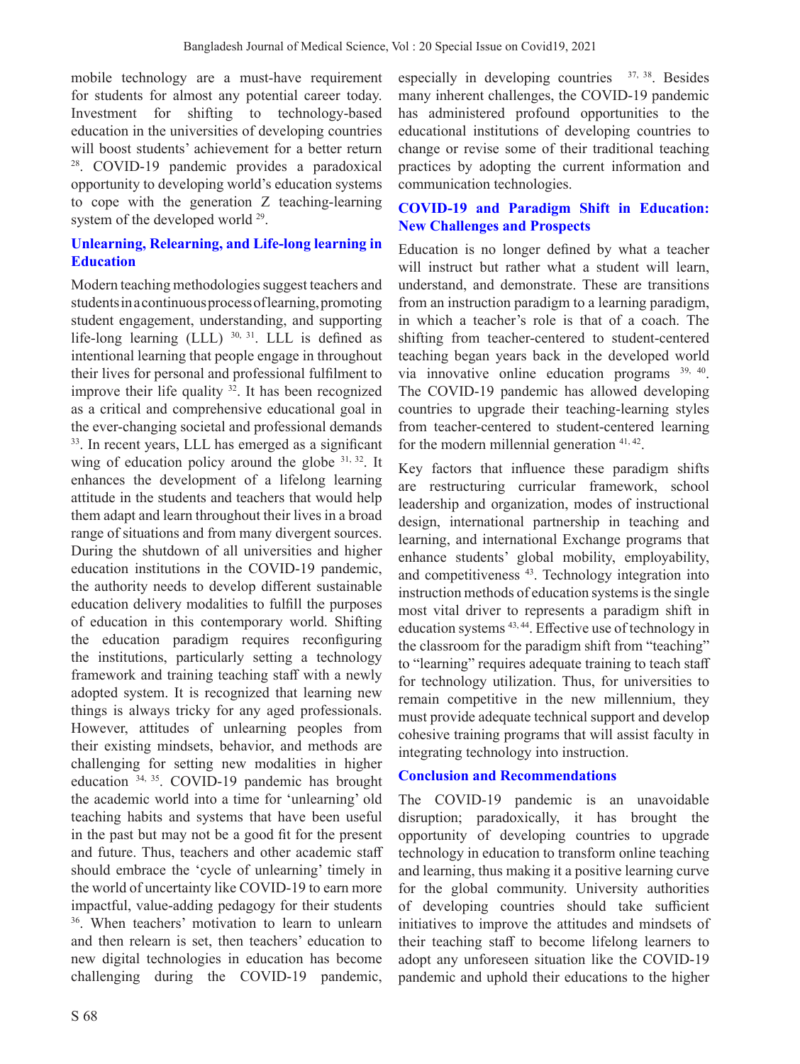mobile technology are a must-have requirement for students for almost any potential career today. Investment for shifting to technology-based education in the universities of developing countries will boost students' achievement for a better return [28]. COVID-19 pandemic provides a paradoxical opportunity to developing world's education systems to cope with the generation Z teaching-learning system of the developed world [29].

## Unlearning, Relearning, and Life-long learning in Education

Modern teaching methodologies suggest teachers and students in a continuous process of learning, promoting student engagement, understanding, and supporting life-long learning (LLL) [30, 31]. LLL is defined as intentional learning that people engage in throughout their lives for personal and professional fulfilment to improve their life quality [32]. It has been recognized as a critical and comprehensive educational goal in the ever-changing societal and professional demands [33]. In recent years, LLL has emerged as a significant wing of education policy around the globe [31, 32]. It enhances the development of a lifelong learning attitude in the students and teachers that would help them adapt and learn throughout their lives in a broad range of situations and from many divergent sources. During the shutdown of all universities and higher education institutions in the COVID-19 pandemic, the authority needs to develop different sustainable education delivery modalities to fulfill the purposes of education in this contemporary world. Shifting the education paradigm requires reconfiguring the institutions, particularly setting a technology framework and training teaching staff with a newly adopted system. It is recognized that learning new things is always tricky for any aged professionals. However, attitudes of unlearning peoples from their existing mindsets, behavior, and methods are challenging for setting new modalities in higher education [34, 35]. COVID-19 pandemic has brought the academic world into a time for 'unlearning' old teaching habits and systems that have been useful in the past but may not be a good fit for the present and future. Thus, teachers and other academic staff should embrace the 'cycle of unlearning' timely in the world of uncertainty like COVID-19 to earn more impactful, value-adding pedagogy for their students [36]. When teachers' motivation to learn to unlearn and then relearn is set, then teachers' education to new digital technologies in education has become challenging during the COVID-19 pandemic, especially in developing countries [37, 38]. Besides many inherent challenges, the COVID-19 pandemic has administered profound opportunities to the educational institutions of developing countries to change or revise some of their traditional teaching practices by adopting the current information and communication technologies.

## COVID-19 and Paradigm Shift in Education: New Challenges and Prospects

Education is no longer defined by what a teacher will instruct but rather what a student will learn, understand, and demonstrate. These are transitions from an instruction paradigm to a learning paradigm, in which a teacher's role is that of a coach. The shifting from teacher-centered to student-centered teaching began years back in the developed world via innovative online education programs [39, 40]. The COVID-19 pandemic has allowed developing countries to upgrade their teaching-learning styles from teacher-centered to student-centered learning for the modern millennial generation [41, 42].

Key factors that influence these paradigm shifts are restructuring curricular framework, school leadership and organization, modes of instructional design, international partnership in teaching and learning, and international Exchange programs that enhance students' global mobility, employability, and competitiveness [43]. Technology integration into instruction methods of education systems is the single most vital driver to represents a paradigm shift in education systems [43, 44]. Effective use of technology in the classroom for the paradigm shift from "teaching" to "learning" requires adequate training to teach staff for technology utilization. Thus, for universities to remain competitive in the new millennium, they must provide adequate technical support and develop cohesive training programs that will assist faculty in integrating technology into instruction.

## Conclusion and Recommendations

The COVID-19 pandemic is an unavoidable disruption; paradoxically, it has brought the opportunity of developing countries to upgrade technology in education to transform online teaching and learning, thus making it a positive learning curve for the global community. University authorities of developing countries should take sufficient initiatives to improve the attitudes and mindsets of their teaching staff to become lifelong learners to adopt any unforeseen situation like the COVID-19 pandemic and uphold their educations to the higher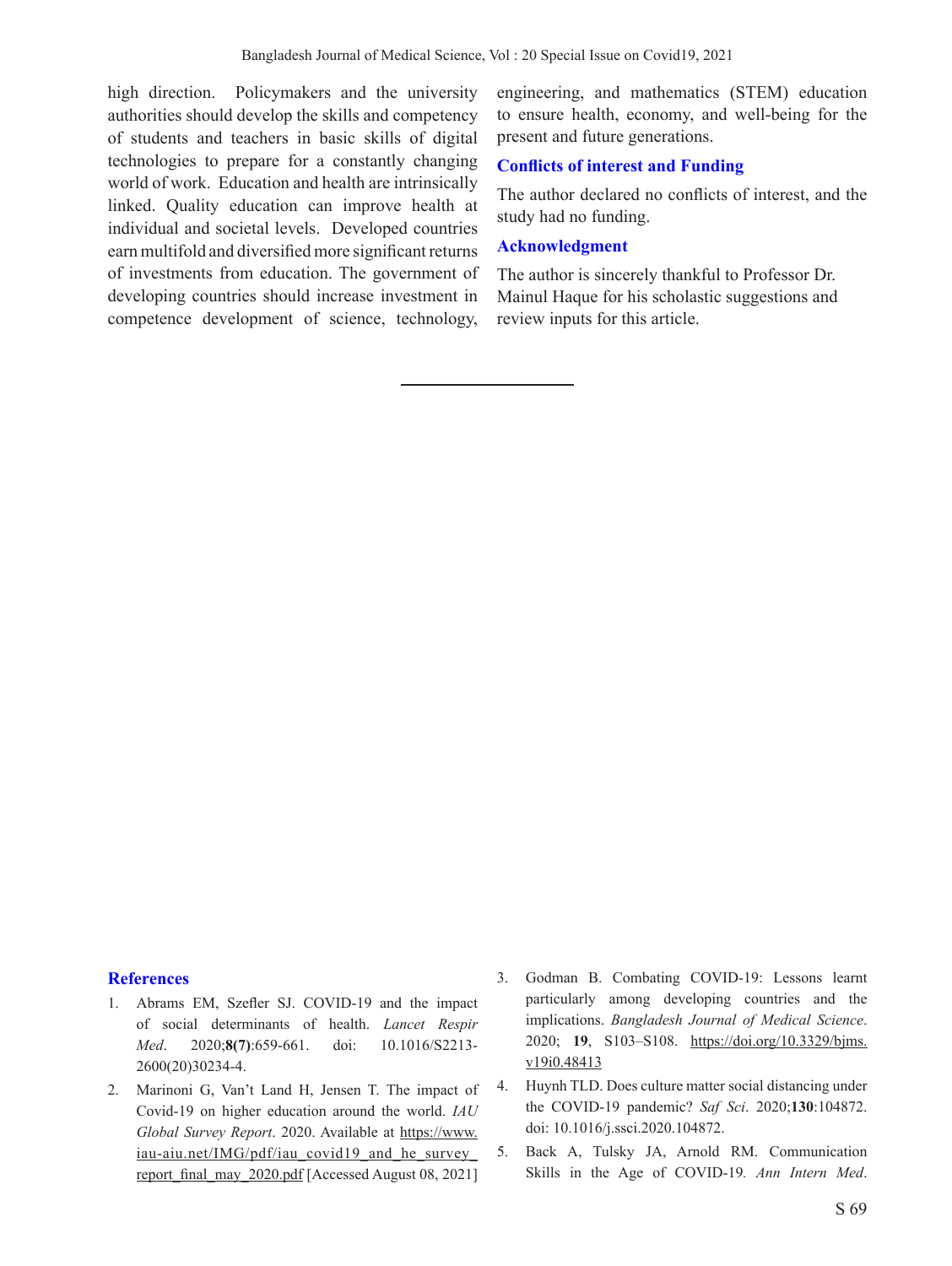high direction. Policymakers and the university authorities should develop the skills and competency of students and teachers in basic skills of digital technologies to prepare for a constantly changing world of work. Education and health are intrinsically linked. Quality education can improve health at individual and societal levels. Developed countries earn multifold and diversified more significant returns of investments from education. The government of developing countries should increase investment in competence development of science, technology, engineering, and mathematics (STEM) education to ensure health, economy, and well-being for the present and future generations.

## Conflicts of interest and Funding

The author declared no conflicts of interest, and the study had no funding.

## Acknowledgment

The author is sincerely thankful to Professor Dr. Mainul Haque for his scholastic suggestions and review inputs for this article.

---

## References

1. Abrams EM, Szefler SJ. COVID-19 and the impact of social determinants of health. *Lancet Respir Med*. 2020;**8(7)**:659-661. doi: 10.1016/S2213-2600(20)30234-4.
2. Marinoni G, Van't Land H, Jensen T. The impact of Covid-19 on higher education around the world. *IAU Global Survey Report*. 2020. Available at https://www.iau-aiu.net/IMG/pdf/iau_covid19_and_he_survey_report_final_may_2020.pdf [Accessed August 08, 2021]
3. Godman B. Combating COVID-19: Lessons learnt particularly among developing countries and the implications. *Bangladesh Journal of Medical Science*. 2020; **19**, S103–S108. https://doi.org/10.3329/bjms.v19i0.48413
4. Huynh TLD. Does culture matter social distancing under the COVID-19 pandemic? *Saf Sci*. 2020;**130**:104872. doi: 10.1016/j.ssci.2020.104872.
5. Back A, Tulsky JA, Arnold RM. Communication Skills in the Age of COVID-19. *Ann Intern Med*.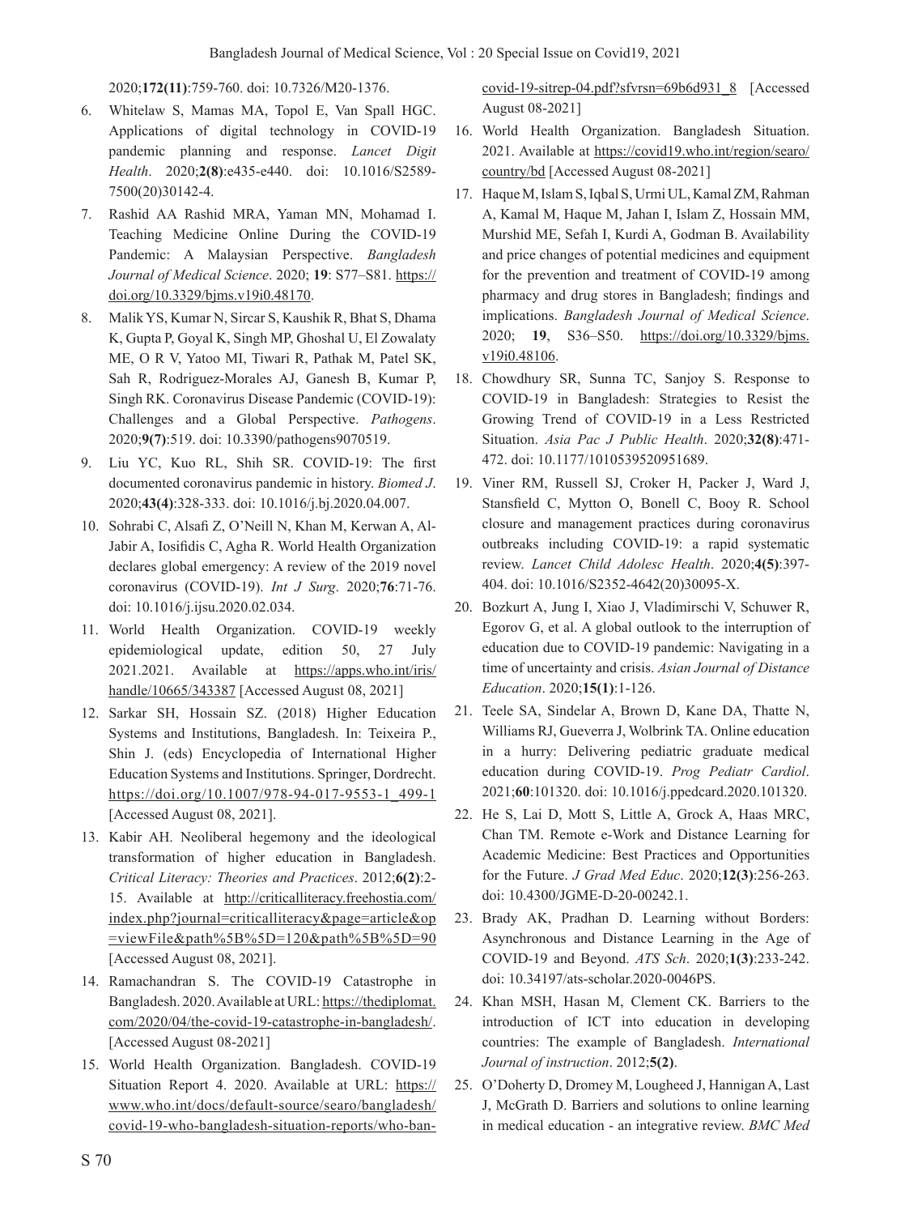2020;**172(11)**:759-760. doi: 10.7326/M20-1376.

6. Whitelaw S, Mamas MA, Topol E, Van Spall HGC. Applications of digital technology in COVID-19 pandemic planning and response. *Lancet Digit Health*. 2020;**2(8)**:e435-e440. doi: 10.1016/S2589-7500(20)30142-4.
7. Rashid AA Rashid MRA, Yaman MN, Mohamad I. Teaching Medicine Online During the COVID-19 Pandemic: A Malaysian Perspective. *Bangladesh Journal of Medical Science*. 2020; **19**: S77–S81. https://doi.org/10.3329/bjms.v19i0.48170.
8. Malik YS, Kumar N, Sircar S, Kaushik R, Bhat S, Dhama K, Gupta P, Goyal K, Singh MP, Ghoshal U, El Zowalaty ME, O R V, Yatoo MI, Tiwari R, Pathak M, Patel SK, Sah R, Rodriguez-Morales AJ, Ganesh B, Kumar P, Singh RK. Coronavirus Disease Pandemic (COVID-19): Challenges and a Global Perspective. *Pathogens*. 2020;**9(7)**:519. doi: 10.3390/pathogens9070519.
9. Liu YC, Kuo RL, Shih SR. COVID-19: The first documented coronavirus pandemic in history. *Biomed J*. 2020;**43(4)**:328-333. doi: 10.1016/j.bj.2020.04.007.
10. Sohrabi C, Alsafi Z, O'Neill N, Khan M, Kerwan A, Al-Jabir A, Iosifidis C, Agha R. World Health Organization declares global emergency: A review of the 2019 novel coronavirus (COVID-19). *Int J Surg*. 2020;**76**:71-76. doi: 10.1016/j.ijsu.2020.02.034.
11. World Health Organization. COVID-19 weekly epidemiological update, edition 50, 27 July 2021.2021. Available at https://apps.who.int/iris/handle/10665/343387 [Accessed August 08, 2021]
12. Sarkar SH, Hossain SZ. (2018) Higher Education Systems and Institutions, Bangladesh. In: Teixeira P., Shin J. (eds) Encyclopedia of International Higher Education Systems and Institutions. Springer, Dordrecht. https://doi.org/10.1007/978-94-017-9553-1_499-1 [Accessed August 08, 2021].
13. Kabir AH. Neoliberal hegemony and the ideological transformation of higher education in Bangladesh. *Critical Literacy: Theories and Practices*. 2012;**6(2)**:2-15. Available at http://criticalliteracy.freehostia.com/index.php?journal=criticalliteracy&page=article&op=viewFile&path%5B%5D=120&path%5B%5D=90 [Accessed August 08, 2021].
14. Ramachandran S. The COVID-19 Catastrophe in Bangladesh. 2020. Available at URL: https://thediplomat.com/2020/04/the-covid-19-catastrophe-in-bangladesh/. [Accessed August 08-2021]
15. World Health Organization. Bangladesh. COVID-19 Situation Report 4. 2020. Available at URL: https://www.who.int/docs/default-source/searo/bangladesh/covid-19-who-bangladesh-situation-reports/who-ban-covid-19-sitrep-04.pdf?sfvrsn=69b6d931_8 [Accessed August 08-2021]
16. World Health Organization. Bangladesh Situation. 2021. Available at https://covid19.who.int/region/searo/country/bd [Accessed August 08-2021]
17. Haque M, Islam S, Iqbal S, Urmi UL, Kamal ZM, Rahman A, Kamal M, Haque M, Jahan I, Islam Z, Hossain MM, Murshid ME, Sefah I, Kurdi A, Godman B. Availability and price changes of potential medicines and equipment for the prevention and treatment of COVID-19 among pharmacy and drug stores in Bangladesh; findings and implications. *Bangladesh Journal of Medical Science*. 2020; **19**, S36–S50. https://doi.org/10.3329/bjms.v19i0.48106.
18. Chowdhury SR, Sunna TC, Sanjoy S. Response to COVID-19 in Bangladesh: Strategies to Resist the Growing Trend of COVID-19 in a Less Restricted Situation. *Asia Pac J Public Health*. 2020;**32(8)**:471-472. doi: 10.1177/1010539520951689.
19. Viner RM, Russell SJ, Croker H, Packer J, Ward J, Stansfield C, Mytton O, Bonell C, Booy R. School closure and management practices during coronavirus outbreaks including COVID-19: a rapid systematic review. *Lancet Child Adolesc Health*. 2020;**4(5)**:397-404. doi: 10.1016/S2352-4642(20)30095-X.
20. Bozkurt A, Jung I, Xiao J, Vladimirschi V, Schuwer R, Egorov G, et al. A global outlook to the interruption of education due to COVID-19 pandemic: Navigating in a time of uncertainty and crisis. *Asian Journal of Distance Education*. 2020;**15(1)**:1-126.
21. Teele SA, Sindelar A, Brown D, Kane DA, Thatte N, Williams RJ, Gueverra J, Wolbrink TA. Online education in a hurry: Delivering pediatric graduate medical education during COVID-19. *Prog Pediatr Cardiol*. 2021;**60**:101320. doi: 10.1016/j.ppedcard.2020.101320.
22. He S, Lai D, Mott S, Little A, Grock A, Haas MRC, Chan TM. Remote e-Work and Distance Learning for Academic Medicine: Best Practices and Opportunities for the Future. *J Grad Med Educ*. 2020;**12(3)**:256-263. doi: 10.4300/JGME-D-20-00242.1.
23. Brady AK, Pradhan D. Learning without Borders: Asynchronous and Distance Learning in the Age of COVID-19 and Beyond. *ATS Sch*. 2020;**1(3)**:233-242. doi: 10.34197/ats-scholar.2020-0046PS.
24. Khan MSH, Hasan M, Clement CK. Barriers to the introduction of ICT into education in developing countries: The example of Bangladesh. *International Journal of instruction*. 2012;**5(2)**.
25. O'Doherty D, Dromey M, Lougheed J, Hannigan A, Last J, McGrath D. Barriers and solutions to online learning in medical education - an integrative review. *BMC Med*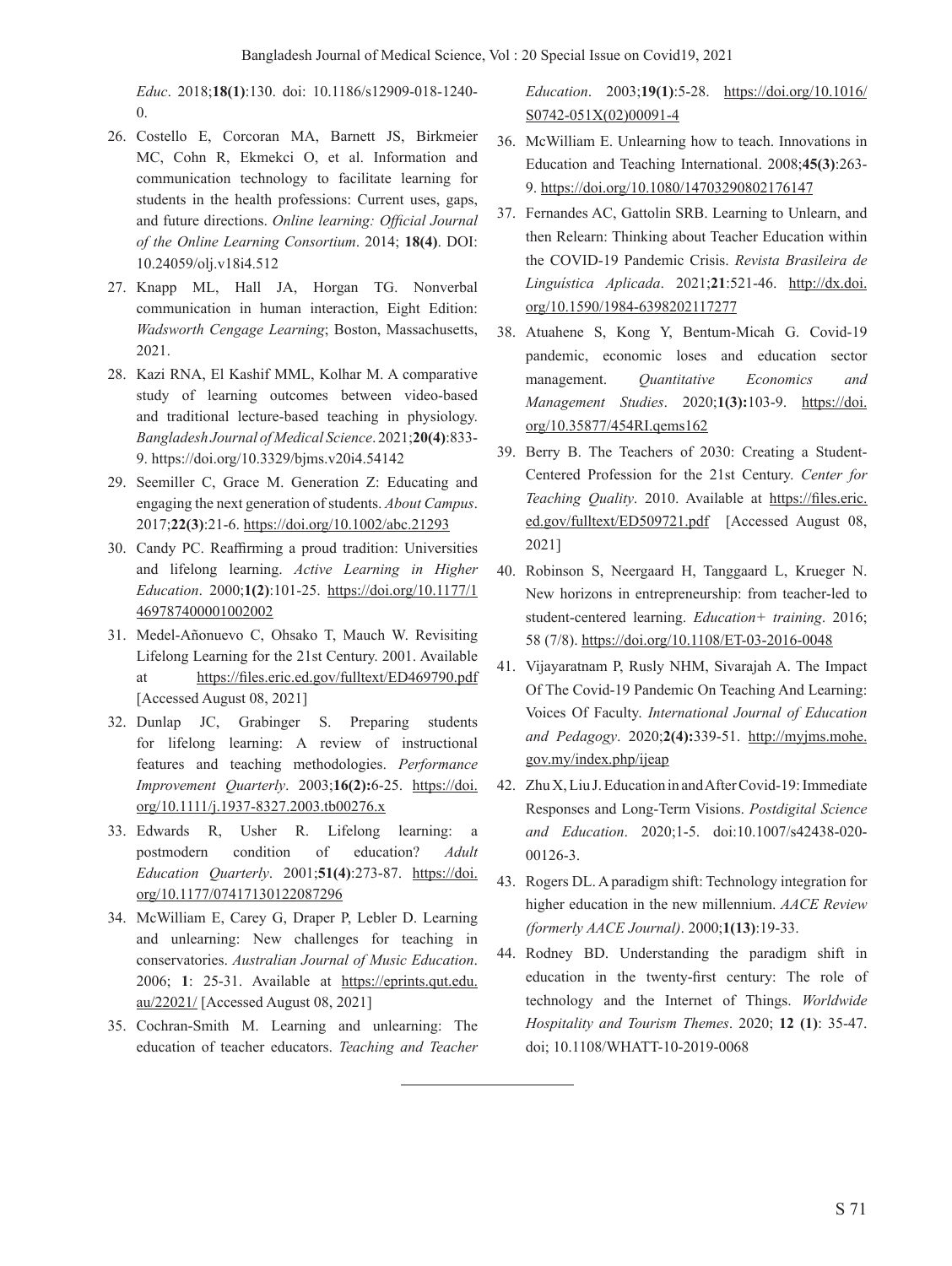*Educ*. 2018;**18(1)**:130. doi: 10.1186/s12909-018-1240-0.

26. Costello E, Corcoran MA, Barnett JS, Birkmeier MC, Cohn R, Ekmekci O, et al. Information and communication technology to facilitate learning for students in the health professions: Current uses, gaps, and future directions. *Online learning: Official Journal of the Online Learning Consortium*. 2014; **18(4)**. DOI: 10.24059/olj.v18i4.512
27. Knapp ML, Hall JA, Horgan TG. Nonverbal communication in human interaction, Eight Edition: *Wadsworth Cengage Learning*; Boston, Massachusetts, 2021.
28. Kazi RNA, El Kashif MML, Kolhar M. A comparative study of learning outcomes between video-based and traditional lecture-based teaching in physiology. *Bangladesh Journal of Medical Science*. 2021;**20(4)**:833-9. https://doi.org/10.3329/bjms.v20i4.54142
29. Seemiller C, Grace M. Generation Z: Educating and engaging the next generation of students. *About Campus*. 2017;**22(3)**:21-6. https://doi.org/10.1002/abc.21293
30. Candy PC. Reaffirming a proud tradition: Universities and lifelong learning. *Active Learning in Higher Education*. 2000;**1(2)**:101-25. https://doi.org/10.1177/1469787400001002002
31. Medel-Añonuevo C, Ohsako T, Mauch W. Revisiting Lifelong Learning for the 21st Century. 2001. Available at https://files.eric.ed.gov/fulltext/ED469790.pdf [Accessed August 08, 2021]
32. Dunlap JC, Grabinger S. Preparing students for lifelong learning: A review of instructional features and teaching methodologies. *Performance Improvement Quarterly*. 2003;**16(2):**6-25. https://doi.org/10.1111/j.1937-8327.2003.tb00276.x
33. Edwards R, Usher R. Lifelong learning: a postmodern condition of education? *Adult Education Quarterly*. 2001;**51(4)**:273-87. https://doi.org/10.1177/07417130122087296
34. McWilliam E, Carey G, Draper P, Lebler D. Learning and unlearning: New challenges for teaching in conservatories. *Australian Journal of Music Education*. 2006; **1**: 25-31. Available at https://eprints.qut.edu.au/22021/ [Accessed August 08, 2021]
35. Cochran-Smith M. Learning and unlearning: The education of teacher educators. *Teaching and Teacher Education*. 2003;**19(1)**:5-28. https://doi.org/10.1016/S0742-051X(02)00091-4
36. McWilliam E. Unlearning how to teach. Innovations in Education and Teaching International. 2008;**45(3)**:263-9. https://doi.org/10.1080/14703290802176147
37. Fernandes AC, Gattolin SRB. Learning to Unlearn, and then Relearn: Thinking about Teacher Education within the COVID-19 Pandemic Crisis. *Revista Brasileira de Linguística Aplicada*. 2021;**21**:521-46. http://dx.doi.org/10.1590/1984-6398202117277
38. Atuahene S, Kong Y, Bentum-Micah G. Covid-19 pandemic, economic loses and education sector management. *Quantitative Economics and Management Studies*. 2020;**1(3):**103-9. https://doi.org/10.35877/454RI.qems162
39. Berry B. The Teachers of 2030: Creating a Student-Centered Profession for the 21st Century. *Center for Teaching Quality*. 2010. Available at https://files.eric.ed.gov/fulltext/ED509721.pdf [Accessed August 08, 2021]
40. Robinson S, Neergaard H, Tanggaard L, Krueger N. New horizons in entrepreneurship: from teacher-led to student-centered learning. *Education+ training*. 2016; 58 (7/8). https://doi.org/10.1108/ET-03-2016-0048
41. Vijayaratnam P, Rusly NHM, Sivarajah A. The Impact Of The Covid-19 Pandemic On Teaching And Learning: Voices Of Faculty. *International Journal of Education and Pedagogy*. 2020;**2(4):**339-51. http://myjms.mohe.gov.my/index.php/ijeap
42. Zhu X, Liu J. Education in and After Covid-19: Immediate Responses and Long-Term Visions. *Postdigital Science and Education*. 2020;1-5. doi:10.1007/s42438-020-00126-3.
43. Rogers DL. A paradigm shift: Technology integration for higher education in the new millennium. *AACE Review (formerly AACE Journal)*. 2000;**1(13)**:19-33.
44. Rodney BD. Understanding the paradigm shift in education in the twenty-first century: The role of technology and the Internet of Things. *Worldwide Hospitality and Tourism Themes*. 2020; **12 (1)**: 35-47. doi; 10.1108/WHATT-10-2019-0068